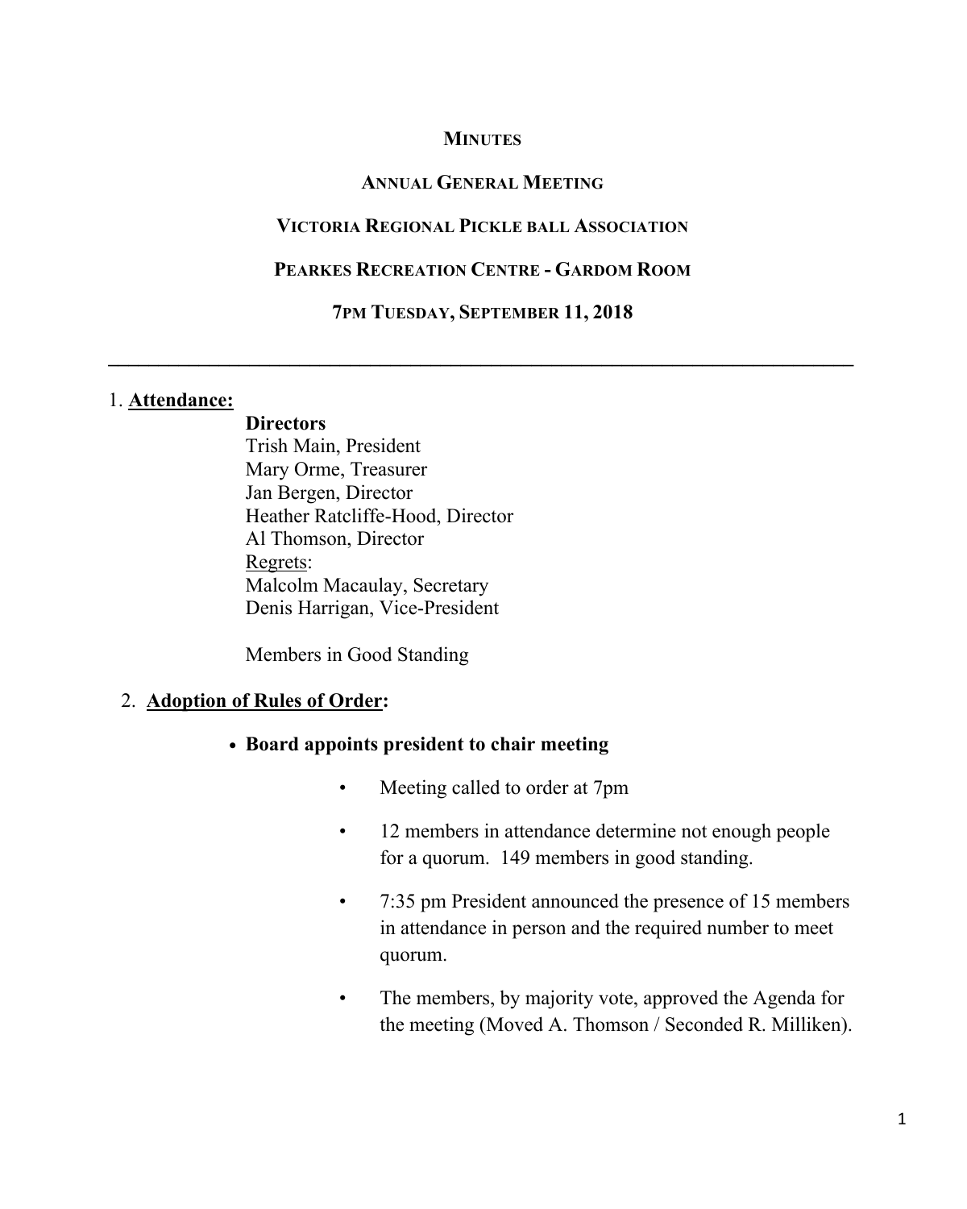# MINUTES

## ANNUAL GENERAL MEETING

## VICTORIA REGIONAL PICKLE BALL ASSOCIATION

## PEARKES RECREATION CENTRE - GARDOM ROOM

## 7PM TUESDAY, SEPTEMBER 11, 2018

---

1. **Attendance:**

   **Directors**
   Trish Main, President
   Mary Orme, Treasurer
   Jan Bergen, Director
   Heather Ratcliffe-Hood, Director
   Al Thomson, Director
   Regrets:
   Malcolm Macaulay, Secretary
   Denis Harrigan, Vice-President

   Members in Good Standing

2. **Adoption of Rules of Order:**

   - **Board appoints president to chair meeting**
     - Meeting called to order at 7pm
     - 12 members in attendance determine not enough people for a quorum. 149 members in good standing.
     - 7:35 pm President announced the presence of 15 members in attendance in person and the required number to meet quorum.
     - The members, by majority vote, approved the Agenda for the meeting (Moved A. Thomson / Seconded R. Milliken).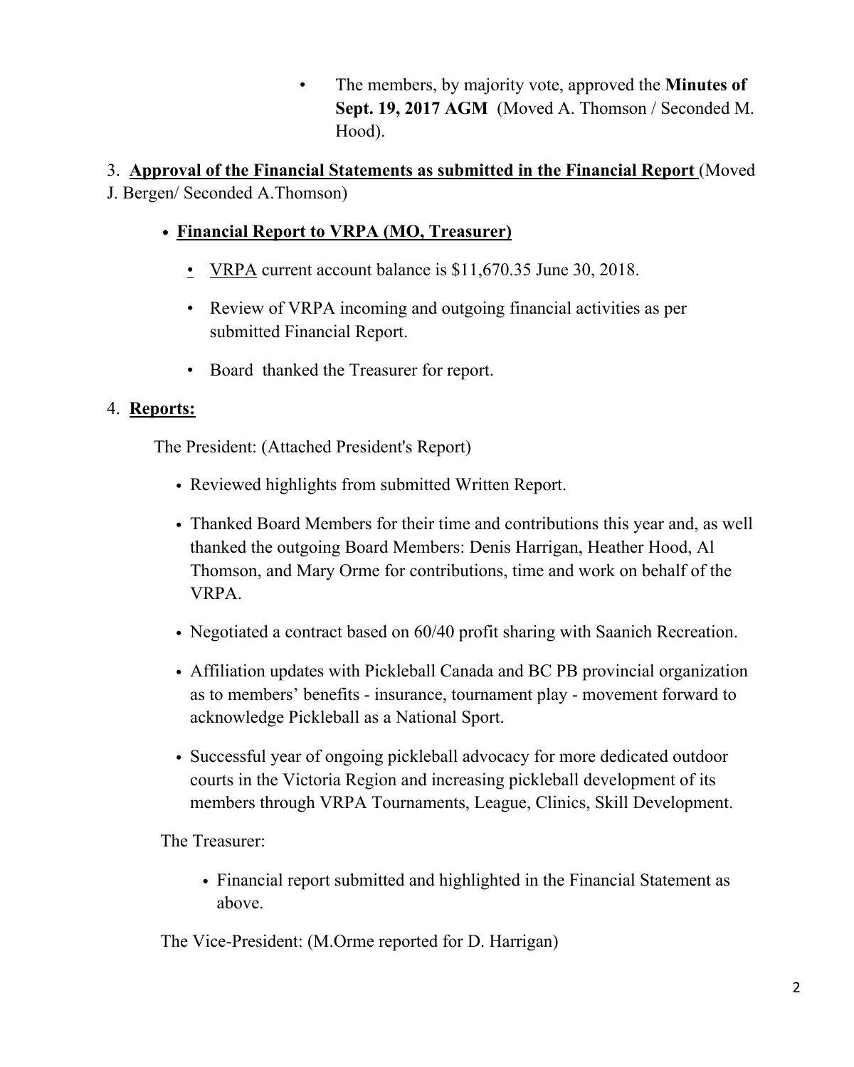- The members, by majority vote, approved the **Minutes of Sept. 19, 2017 AGM** (Moved A. Thomson / Seconded M. Hood).

3. **<u>Approval of the Financial Statements as submitted in the Financial Report</u>** (Moved J. Bergen/ Seconded A.Thomson)

- **<u>Financial Report to VRPA (MO, Treasurer)</u>**
  - <u>VRPA</u> current account balance is $11,670.35 June 30, 2018.
  - Review of VRPA incoming and outgoing financial activities as per submitted Financial Report.
  - Board thanked the Treasurer for report.

4. **<u>Reports:</u>**

The President: (Attached President's Report)

- Reviewed highlights from submitted Written Report.
- Thanked Board Members for their time and contributions this year and, as well thanked the outgoing Board Members: Denis Harrigan, Heather Hood, Al Thomson, and Mary Orme for contributions, time and work on behalf of the VRPA.
- Negotiated a contract based on 60/40 profit sharing with Saanich Recreation.
- Affiliation updates with Pickleball Canada and BC PB provincial organization as to members' benefits - insurance, tournament play - movement forward to acknowledge Pickleball as a National Sport.
- Successful year of ongoing pickleball advocacy for more dedicated outdoor courts in the Victoria Region and increasing pickleball development of its members through VRPA Tournaments, League, Clinics, Skill Development.

The Treasurer:

- Financial report submitted and highlighted in the Financial Statement as above.

The Vice-President: (M.Orme reported for D. Harrigan)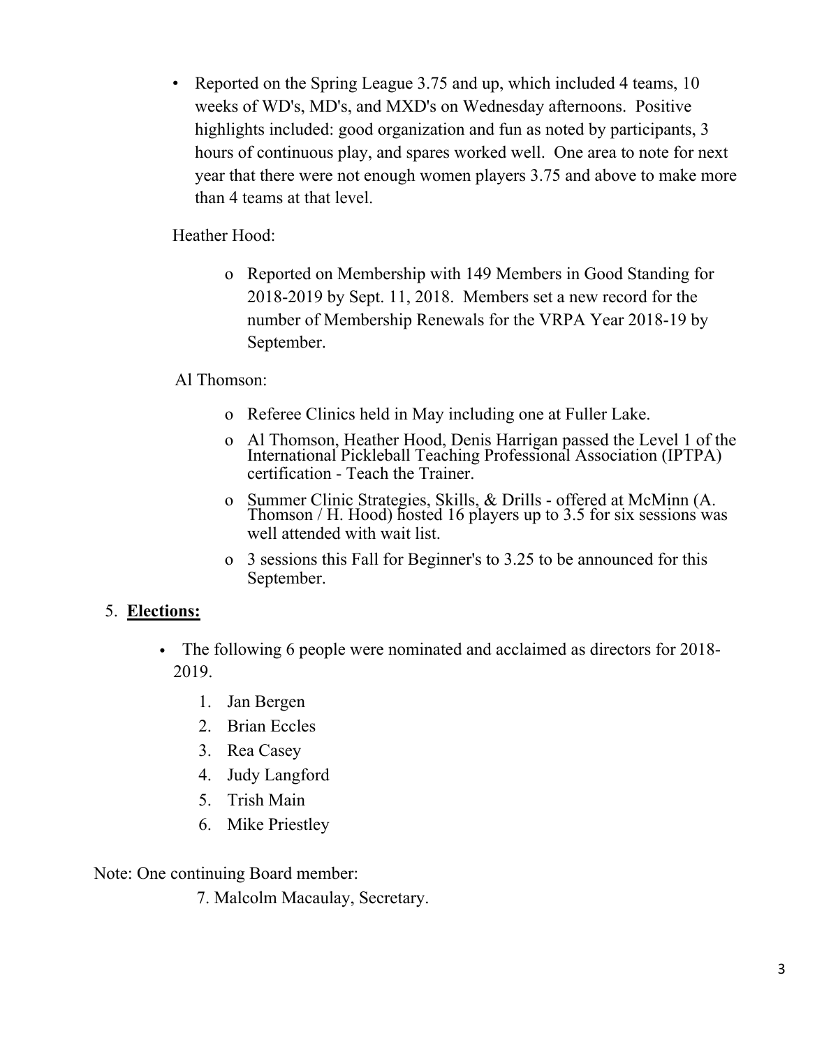- Reported on the Spring League 3.75 and up, which included 4 teams, 10 weeks of WD's, MD's, and MXD's on Wednesday afternoons. Positive highlights included: good organization and fun as noted by participants, 3 hours of continuous play, and spares worked well. One area to note for next year that there were not enough women players 3.75 and above to make more than 4 teams at that level.

Heather Hood:

- Reported on Membership with 149 Members in Good Standing for 2018-2019 by Sept. 11, 2018. Members set a new record for the number of Membership Renewals for the VRPA Year 2018-19 by September.

Al Thomson:

- Referee Clinics held in May including one at Fuller Lake.
- Al Thomson, Heather Hood, Denis Harrigan passed the Level 1 of the International Pickleball Teaching Professional Association (IPTPA) certification - Teach the Trainer.
- Summer Clinic Strategies, Skills, & Drills - offered at McMinn (A. Thomson / H. Hood) hosted 16 players up to 3.5 for six sessions was well attended with wait list.
- 3 sessions this Fall for Beginner's to 3.25 to be announced for this September.

5. **Elections:**

- The following 6 people were nominated and acclaimed as directors for 2018-2019.
  1. Jan Bergen
  2. Brian Eccles
  3. Rea Casey
  4. Judy Langford
  5. Trish Main
  6. Mike Priestley

Note: One continuing Board member:

7. Malcolm Macaulay, Secretary.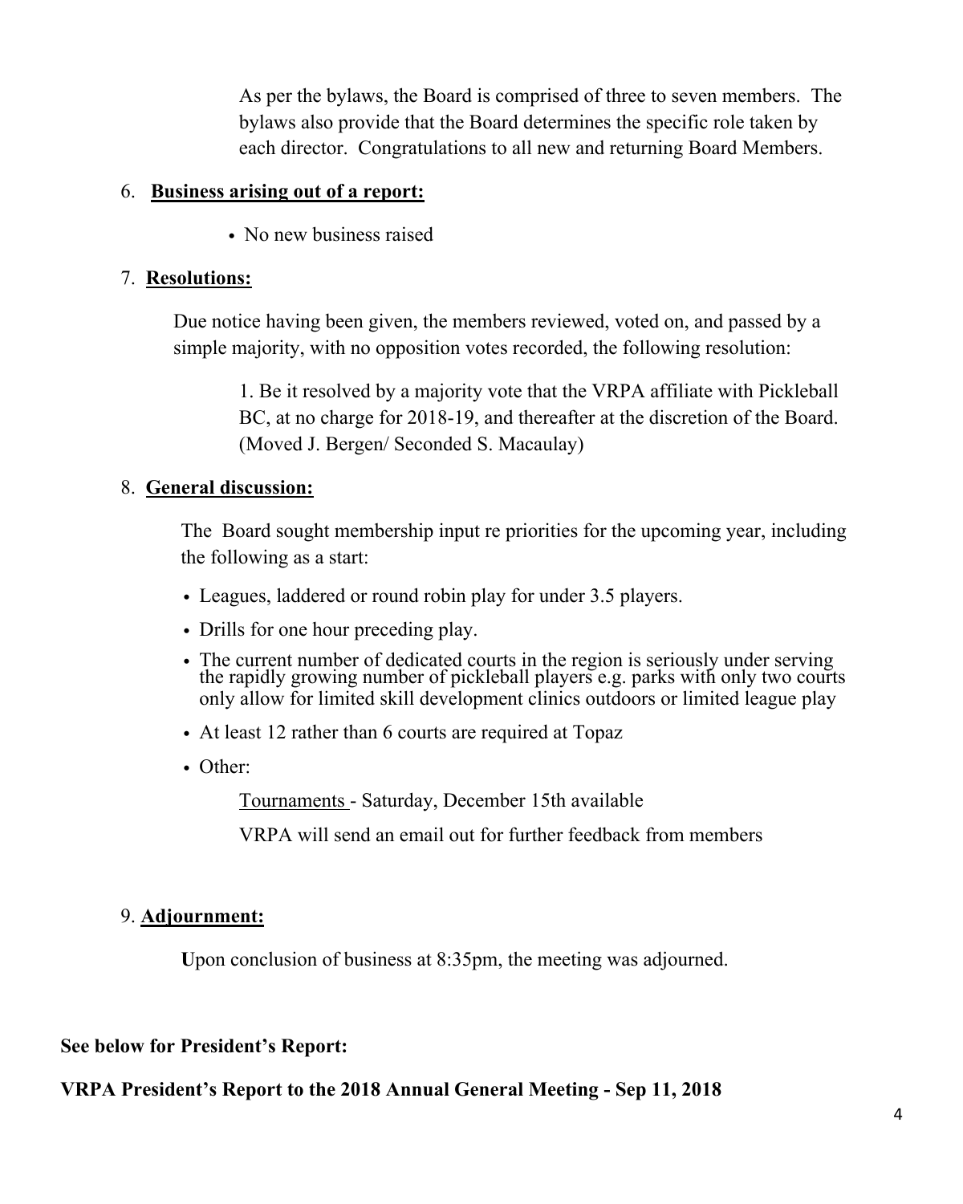As per the bylaws, the Board is comprised of three to seven members. The bylaws also provide that the Board determines the specific role taken by each director. Congratulations to all new and returning Board Members.

6. **Business arising out of a report:**

   - No new business raised

7. **Resolutions:**

   Due notice having been given, the members reviewed, voted on, and passed by a simple majority, with no opposition votes recorded, the following resolution:

   1. Be it resolved by a majority vote that the VRPA affiliate with Pickleball BC, at no charge for 2018-19, and thereafter at the discretion of the Board. (Moved J. Bergen/ Seconded S. Macaulay)

8. **General discussion:**

   The Board sought membership input re priorities for the upcoming year, including the following as a start:

   - Leagues, laddered or round robin play for under 3.5 players.
   - Drills for one hour preceding play.
   - The current number of dedicated courts in the region is seriously under serving the rapidly growing number of pickleball players e.g. parks with only two courts only allow for limited skill development clinics outdoors or limited league play
   - At least 12 rather than 6 courts are required at Topaz
   - Other:

     Tournaments - Saturday, December 15th available

     VRPA will send an email out for further feedback from members

9. **Adjournment:**

   Upon conclusion of business at 8:35pm, the meeting was adjourned.

**See below for President's Report:**

**VRPA President's Report to the 2018 Annual General Meeting - Sep 11, 2018**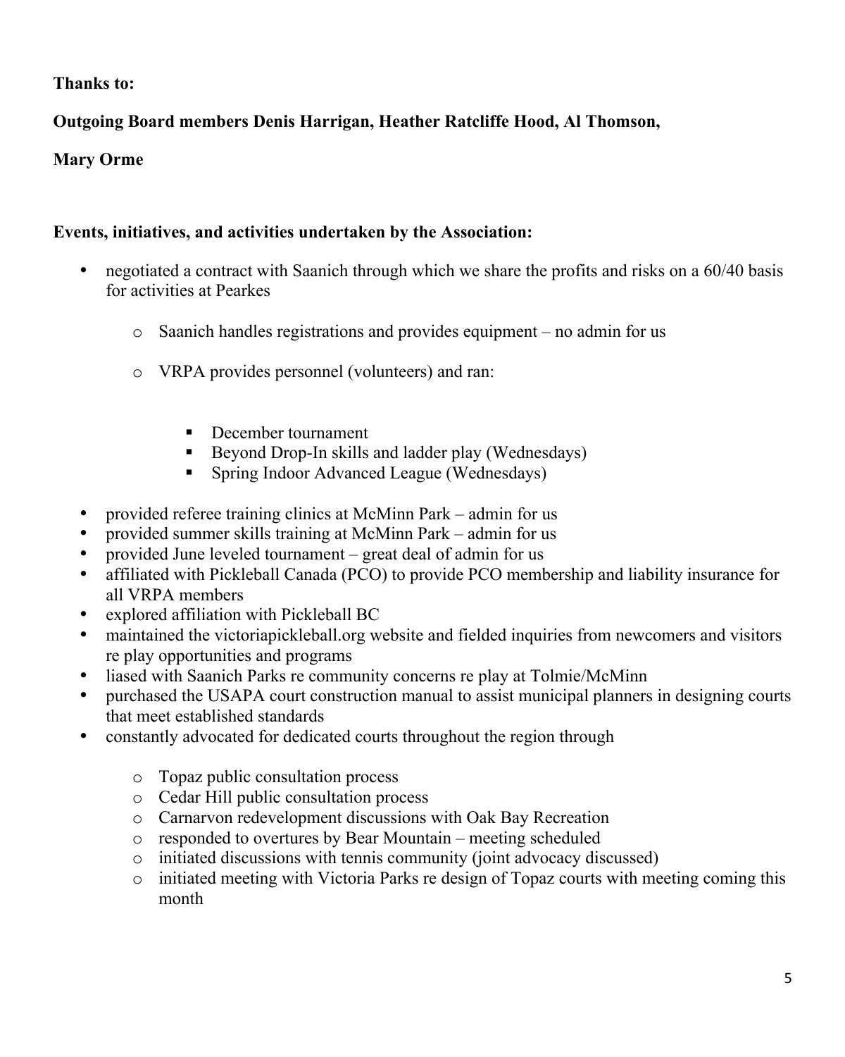**Thanks to:**

**Outgoing Board members Denis Harrigan, Heather Ratcliffe Hood, Al Thomson,**

**Mary Orme**

**Events, initiatives, and activities undertaken by the Association:**

- negotiated a contract with Saanich through which we share the profits and risks on a 60/40 basis for activities at Pearkes
  - Saanich handles registrations and provides equipment – no admin for us
  - VRPA provides personnel (volunteers) and ran:
    - December tournament
    - Beyond Drop-In skills and ladder play (Wednesdays)
    - Spring Indoor Advanced League (Wednesdays)
- provided referee training clinics at McMinn Park – admin for us
- provided summer skills training at McMinn Park – admin for us
- provided June leveled tournament – great deal of admin for us
- affiliated with Pickleball Canada (PCO) to provide PCO membership and liability insurance for all VRPA members
- explored affiliation with Pickleball BC
- maintained the victoriapickleball.org website and fielded inquiries from newcomers and visitors re play opportunities and programs
- liased with Saanich Parks re community concerns re play at Tolmie/McMinn
- purchased the USAPA court construction manual to assist municipal planners in designing courts that meet established standards
- constantly advocated for dedicated courts throughout the region through
  - Topaz public consultation process
  - Cedar Hill public consultation process
  - Carnarvon redevelopment discussions with Oak Bay Recreation
  - responded to overtures by Bear Mountain – meeting scheduled
  - initiated discussions with tennis community (joint advocacy discussed)
  - initiated meeting with Victoria Parks re design of Topaz courts with meeting coming this month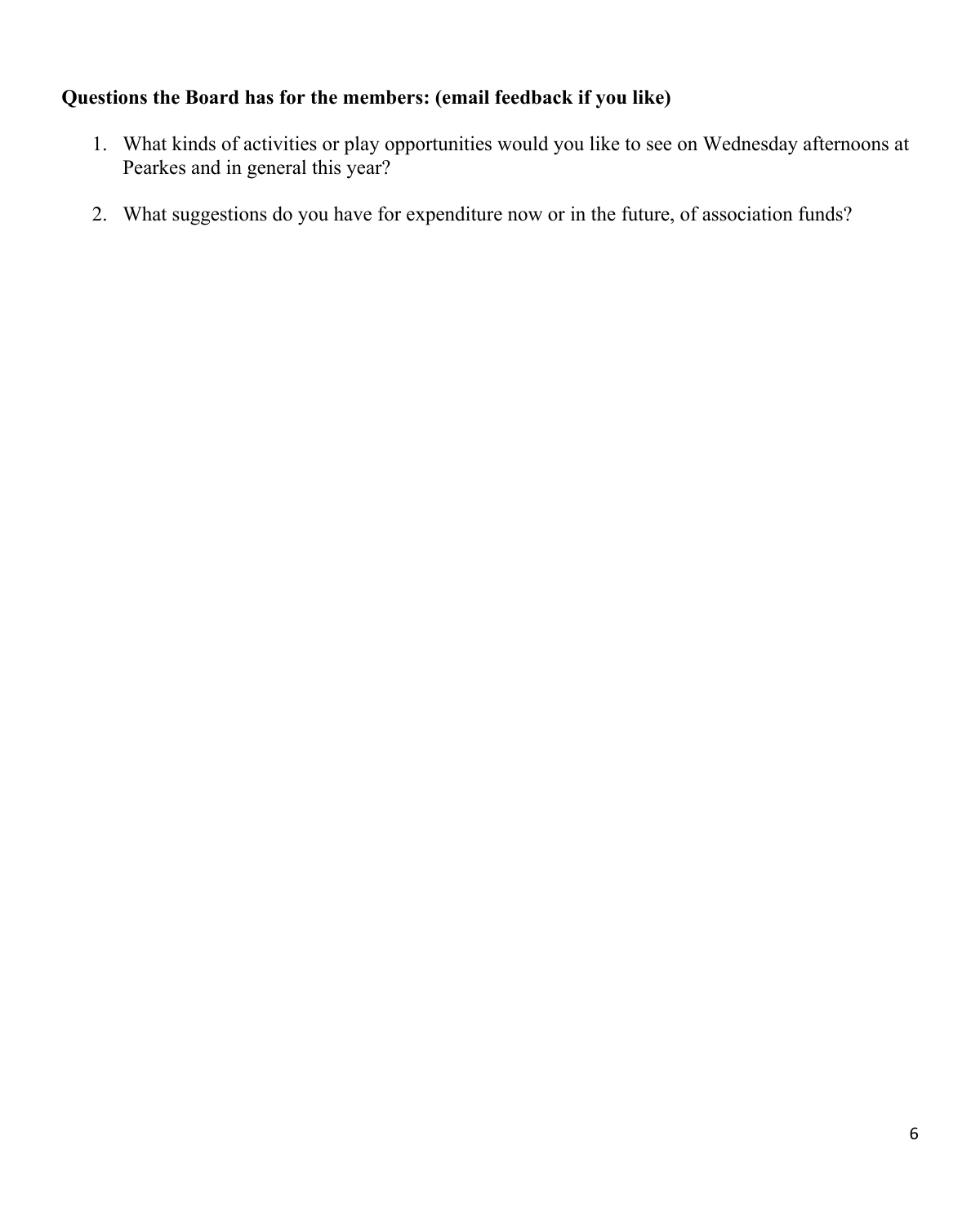**Questions the Board has for the members: (email feedback if you like)**

1. What kinds of activities or play opportunities would you like to see on Wednesday afternoons at Pearkes and in general this year?

2. What suggestions do you have for expenditure now or in the future, of association funds?